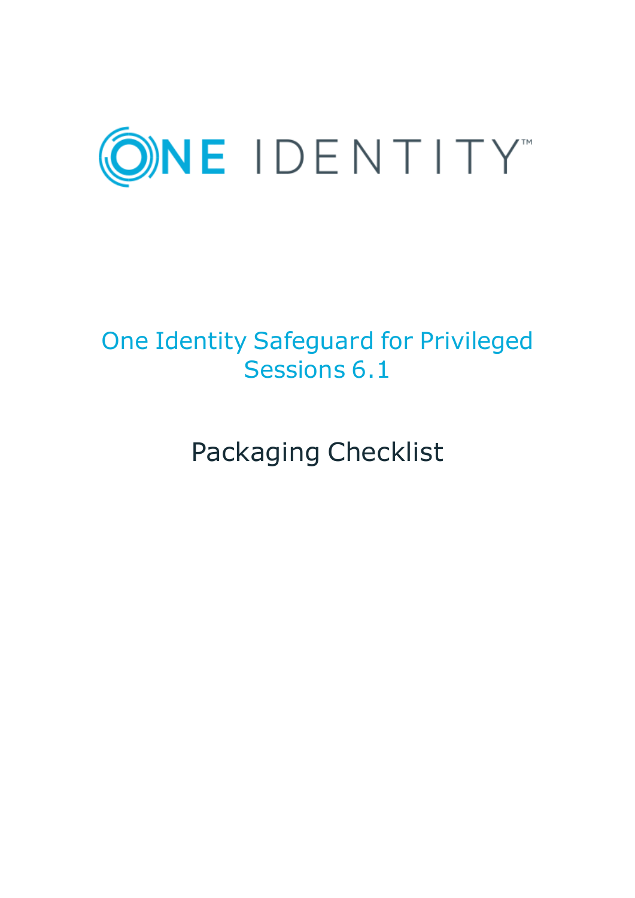ONE IDENTITY™

# One Identity Safeguard for Privileged Sessions 6.1

## Packaging Checklist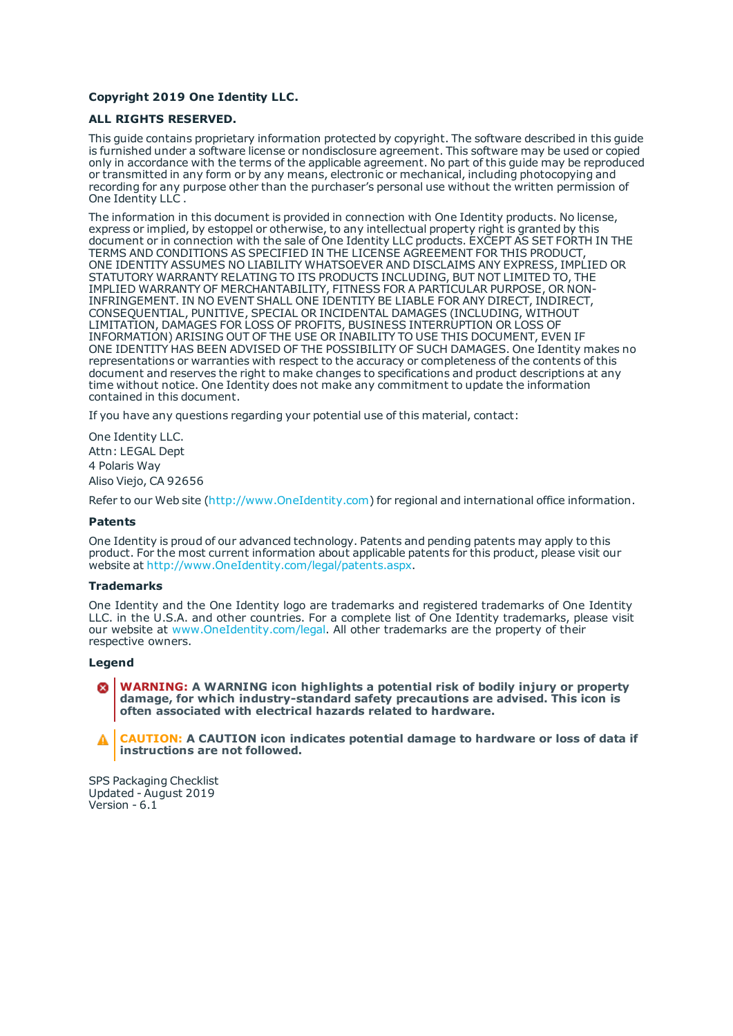**Copyright 2019 One Identity LLC.**

**ALL RIGHTS RESERVED.**

This guide contains proprietary information protected by copyright. The software described in this guide is furnished under a software license or nondisclosure agreement. This software may be used or copied only in accordance with the terms of the applicable agreement. No part of this guide may be reproduced or transmitted in any form or by any means, electronic or mechanical, including photocopying and recording for any purpose other than the purchaser's personal use without the written permission of One Identity LLC .

The information in this document is provided in connection with One Identity products. No license, express or implied, by estoppel or otherwise, to any intellectual property right is granted by this document or in connection with the sale of One Identity LLC products. EXCEPT AS SET FORTH IN THE TERMS AND CONDITIONS AS SPECIFIED IN THE LICENSE AGREEMENT FOR THIS PRODUCT, ONE IDENTITY ASSUMES NO LIABILITY WHATSOEVER AND DISCLAIMS ANY EXPRESS, IMPLIED OR STATUTORY WARRANTY RELATING TO ITS PRODUCTS INCLUDING, BUT NOT LIMITED TO, THE IMPLIED WARRANTY OF MERCHANTABILITY, FITNESS FOR A PARTICULAR PURPOSE, OR NON-INFRINGEMENT. IN NO EVENT SHALL ONE IDENTITY BE LIABLE FOR ANY DIRECT, INDIRECT, CONSEQUENTIAL, PUNITIVE, SPECIAL OR INCIDENTAL DAMAGES (INCLUDING, WITHOUT LIMITATION, DAMAGES FOR LOSS OF PROFITS, BUSINESS INTERRUPTION OR LOSS OF INFORMATION) ARISING OUT OF THE USE OR INABILITY TO USE THIS DOCUMENT, EVEN IF ONE IDENTITY HAS BEEN ADVISED OF THE POSSIBILITY OF SUCH DAMAGES. One Identity makes no representations or warranties with respect to the accuracy or completeness of the contents of this document and reserves the right to make changes to specifications and product descriptions at any time without notice. One Identity does not make any commitment to update the information contained in this document.

If you have any questions regarding your potential use of this material, contact:

One Identity LLC.
Attn: LEGAL Dept
4 Polaris Way
Aliso Viejo, CA 92656

Refer to our Web site (http://www.OneIdentity.com) for regional and international office information.

**Patents**

One Identity is proud of our advanced technology. Patents and pending patents may apply to this product. For the most current information about applicable patents for this product, please visit our website at http://www.OneIdentity.com/legal/patents.aspx.

**Trademarks**

One Identity and the One Identity logo are trademarks and registered trademarks of One Identity LLC. in the U.S.A. and other countries. For a complete list of One Identity trademarks, please visit our website at www.OneIdentity.com/legal. All other trademarks are the property of their respective owners.

**Legend**

**WARNING: A WARNING icon highlights a potential risk of bodily injury or property damage, for which industry-standard safety precautions are advised. This icon is often associated with electrical hazards related to hardware.**

**CAUTION: A CAUTION icon indicates potential damage to hardware or loss of data if instructions are not followed.**

SPS Packaging Checklist
Updated - August 2019
Version - 6.1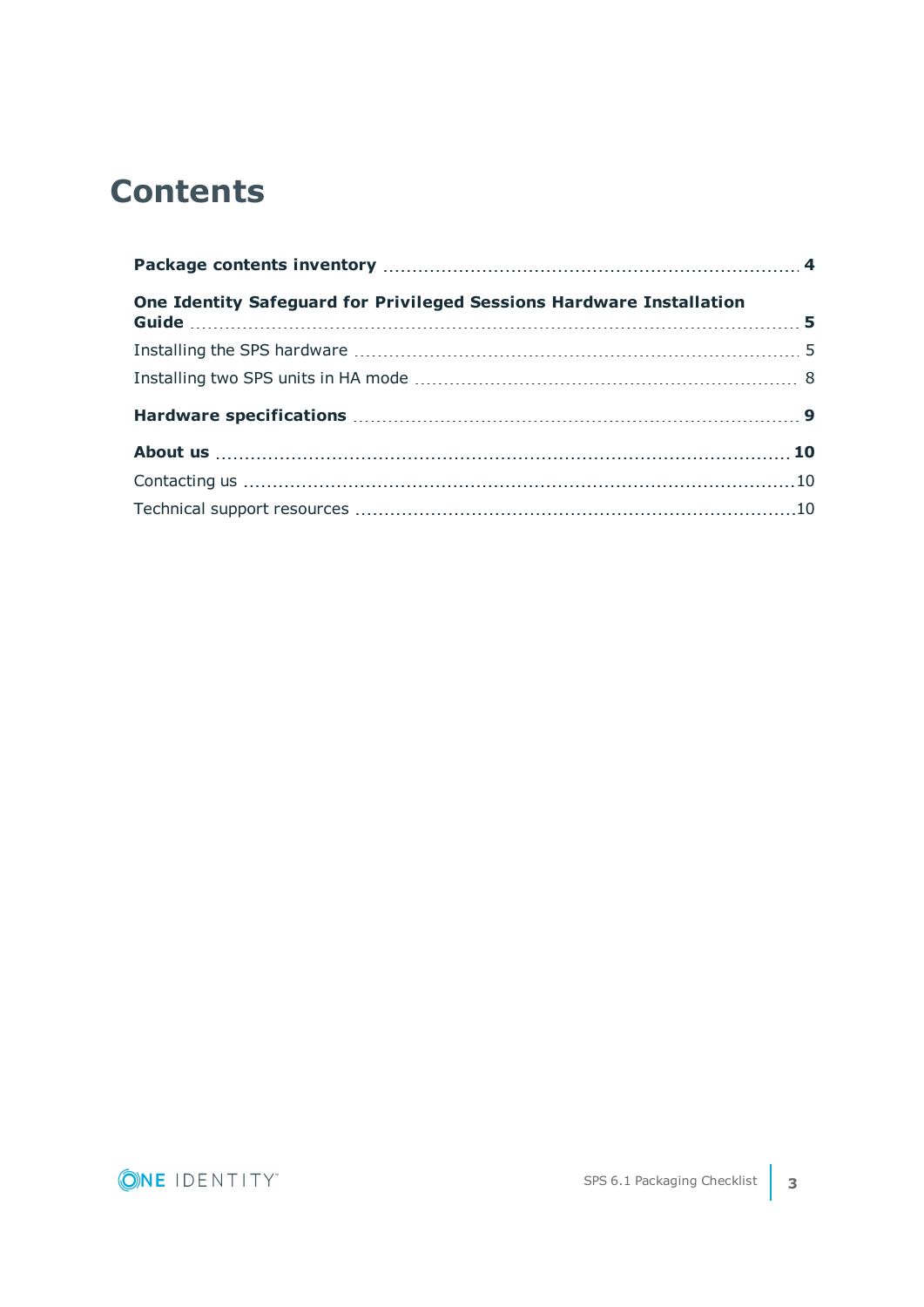# Contents

**Package contents inventory** 4

**One Identity Safeguard for Privileged Sessions Hardware Installation Guide** 5

Installing the SPS hardware 5

Installing two SPS units in HA mode 8

**Hardware specifications** 9

**About us** 10

Contacting us 10

Technical support resources 10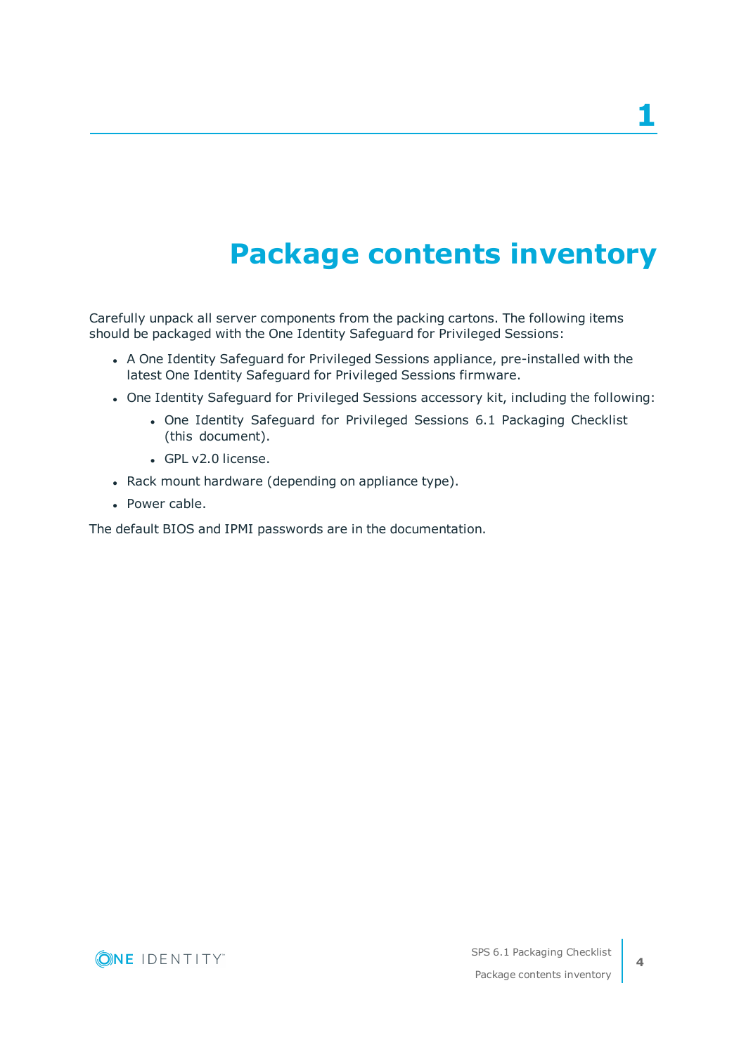# 1 Package contents inventory

Carefully unpack all server components from the packing cartons. The following items should be packaged with the One Identity Safeguard for Privileged Sessions:

- A One Identity Safeguard for Privileged Sessions appliance, pre-installed with the latest One Identity Safeguard for Privileged Sessions firmware.
- One Identity Safeguard for Privileged Sessions accessory kit, including the following:
  - One Identity Safeguard for Privileged Sessions 6.1 Packaging Checklist (this document).
  - GPL v2.0 license.
- Rack mount hardware (depending on appliance type).
- Power cable.

The default BIOS and IPMI passwords are in the documentation.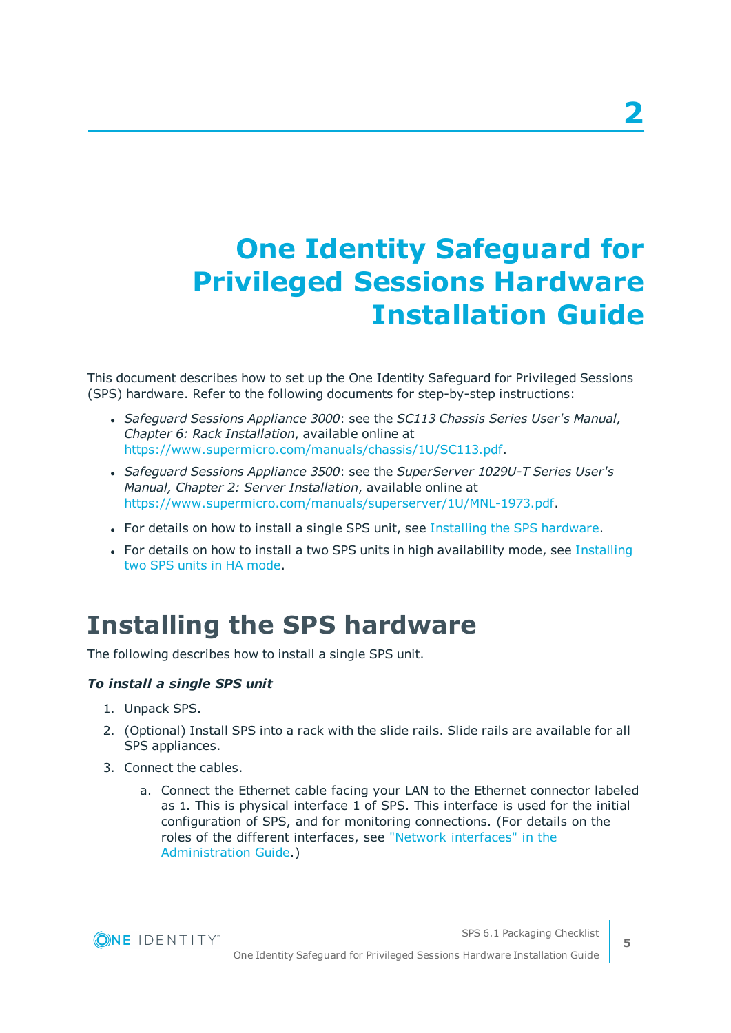# 2

# One Identity Safeguard for Privileged Sessions Hardware Installation Guide

This document describes how to set up the One Identity Safeguard for Privileged Sessions (SPS) hardware. Refer to the following documents for step-by-step instructions:

- *Safeguard Sessions Appliance 3000*: see the *SC113 Chassis Series User's Manual, Chapter 6: Rack Installation*, available online at https://www.supermicro.com/manuals/chassis/1U/SC113.pdf.
- *Safeguard Sessions Appliance 3500*: see the *SuperServer 1029U-T Series User's Manual, Chapter 2: Server Installation*, available online at https://www.supermicro.com/manuals/superserver/1U/MNL-1973.pdf.
- For details on how to install a single SPS unit, see Installing the SPS hardware.
- For details on how to install a two SPS units in high availability mode, see Installing two SPS units in HA mode.

## Installing the SPS hardware

The following describes how to install a single SPS unit.

***To install a single SPS unit***

1. Unpack SPS.
2. (Optional) Install SPS into a rack with the slide rails. Slide rails are available for all SPS appliances.
3. Connect the cables.
    a. Connect the Ethernet cable facing your LAN to the Ethernet connector labeled as 1. This is physical interface 1 of SPS. This interface is used for the initial configuration of SPS, and for monitoring connections. (For details on the roles of the different interfaces, see "Network interfaces" in the Administration Guide.)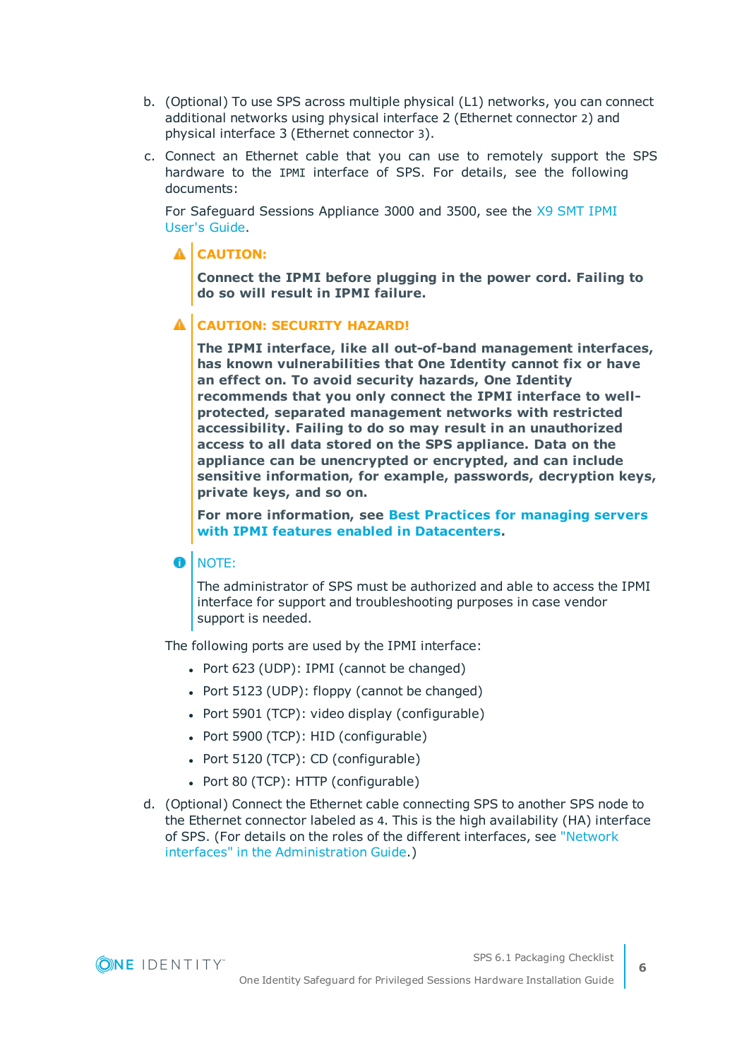b. (Optional) To use SPS across multiple physical (L1) networks, you can connect additional networks using physical interface 2 (Ethernet connector 2) and physical interface 3 (Ethernet connector 3).

c. Connect an Ethernet cable that you can use to remotely support the SPS hardware to the IPMI interface of SPS. For details, see the following documents:

   For Safeguard Sessions Appliance 3000 and 3500, see the X9 SMT IPMI User's Guide.

   > **CAUTION:**
   >
   > **Connect the IPMI before plugging in the power cord. Failing to do so will result in IPMI failure.**

   > **CAUTION: SECURITY HAZARD!**
   >
   > **The IPMI interface, like all out-of-band management interfaces, has known vulnerabilities that One Identity cannot fix or have an effect on. To avoid security hazards, One Identity recommends that you only connect the IPMI interface to well-protected, separated management networks with restricted accessibility. Failing to do so may result in an unauthorized access to all data stored on the SPS appliance. Data on the appliance can be unencrypted or encrypted, and can include sensitive information, for example, passwords, decryption keys, private keys, and so on.**
   >
   > **For more information, see Best Practices for managing servers with IPMI features enabled in Datacenters.**

   > NOTE:
   >
   > The administrator of SPS must be authorized and able to access the IPMI interface for support and troubleshooting purposes in case vendor support is needed.

   The following ports are used by the IPMI interface:

   - Port 623 (UDP): IPMI (cannot be changed)
   - Port 5123 (UDP): floppy (cannot be changed)
   - Port 5901 (TCP): video display (configurable)
   - Port 5900 (TCP): HID (configurable)
   - Port 5120 (TCP): CD (configurable)
   - Port 80 (TCP): HTTP (configurable)

d. (Optional) Connect the Ethernet cable connecting SPS to another SPS node to the Ethernet connector labeled as 4. This is the high availability (HA) interface of SPS. (For details on the roles of the different interfaces, see "Network interfaces" in the Administration Guide.)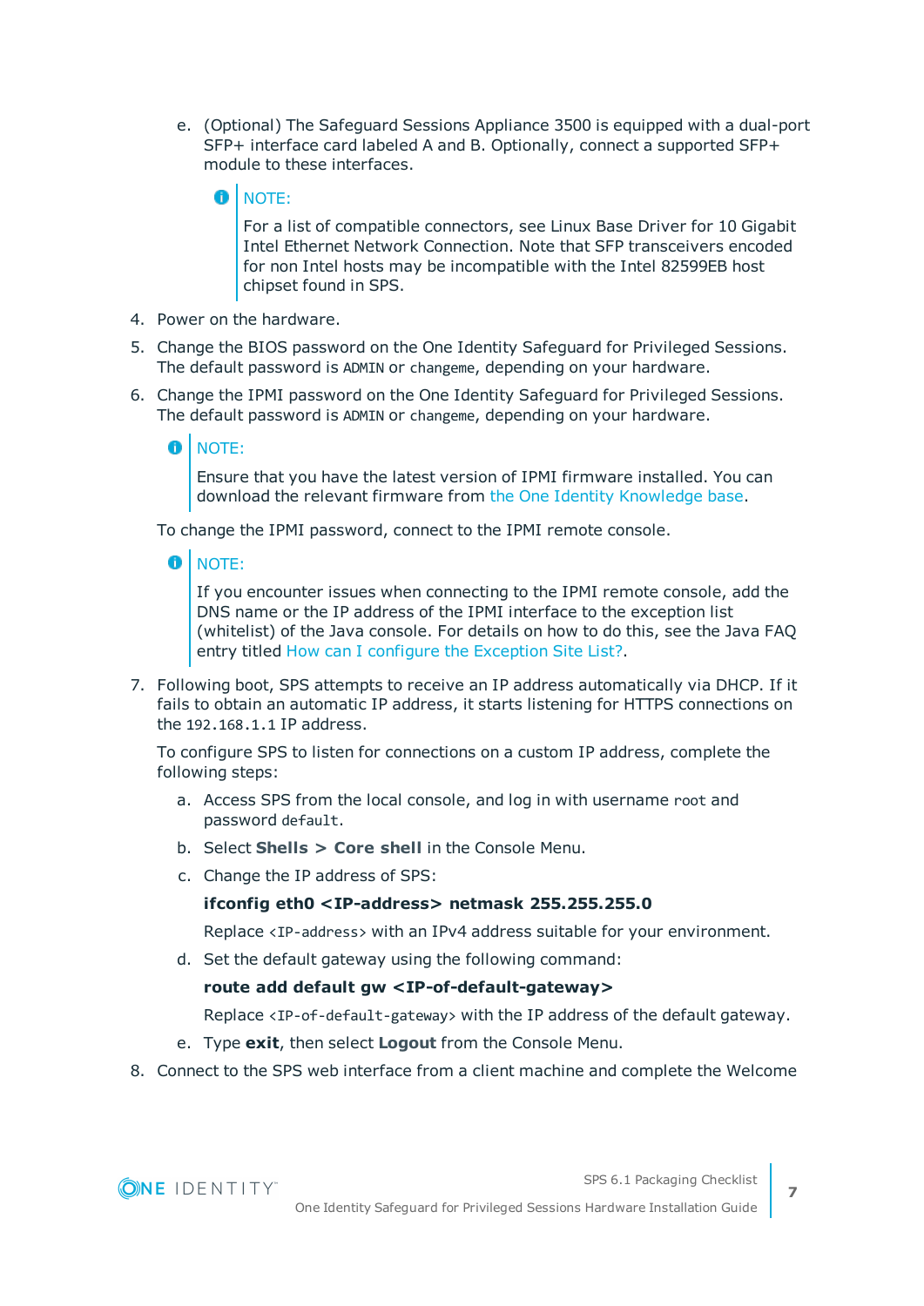e. (Optional) The Safeguard Sessions Appliance 3500 is equipped with a dual-port SFP+ interface card labeled A and B. Optionally, connect a supported SFP+ module to these interfaces.

   > NOTE:
   >
   > For a list of compatible connectors, see Linux Base Driver for 10 Gigabit Intel Ethernet Network Connection. Note that SFP transceivers encoded for non Intel hosts may be incompatible with the Intel 82599EB host chipset found in SPS.

4. Power on the hardware.
5. Change the BIOS password on the One Identity Safeguard for Privileged Sessions. The default password is `ADMIN` or `changeme`, depending on your hardware.
6. Change the IPMI password on the One Identity Safeguard for Privileged Sessions. The default password is `ADMIN` or `changeme`, depending on your hardware.

   > NOTE:
   >
   > Ensure that you have the latest version of IPMI firmware installed. You can download the relevant firmware from the One Identity Knowledge base.

   To change the IPMI password, connect to the IPMI remote console.

   > NOTE:
   >
   > If you encounter issues when connecting to the IPMI remote console, add the DNS name or the IP address of the IPMI interface to the exception list (whitelist) of the Java console. For details on how to do this, see the Java FAQ entry titled How can I configure the Exception Site List?.

7. Following boot, SPS attempts to receive an IP address automatically via DHCP. If it fails to obtain an automatic IP address, it starts listening for HTTPS connections on the `192.168.1.1` IP address.

   To configure SPS to listen for connections on a custom IP address, complete the following steps:

   a. Access SPS from the local console, and log in with username `root` and password `default`.

   b. Select **Shells > Core shell** in the Console Menu.

   c. Change the IP address of SPS:

      **ifconfig eth0 <IP-address> netmask 255.255.255.0**

      Replace `<IP-address>` with an IPv4 address suitable for your environment.

   d. Set the default gateway using the following command:

      **route add default gw <IP-of-default-gateway>**

      Replace `<IP-of-default-gateway>` with the IP address of the default gateway.

   e. Type **exit**, then select **Logout** from the Console Menu.

8. Connect to the SPS web interface from a client machine and complete the Welcome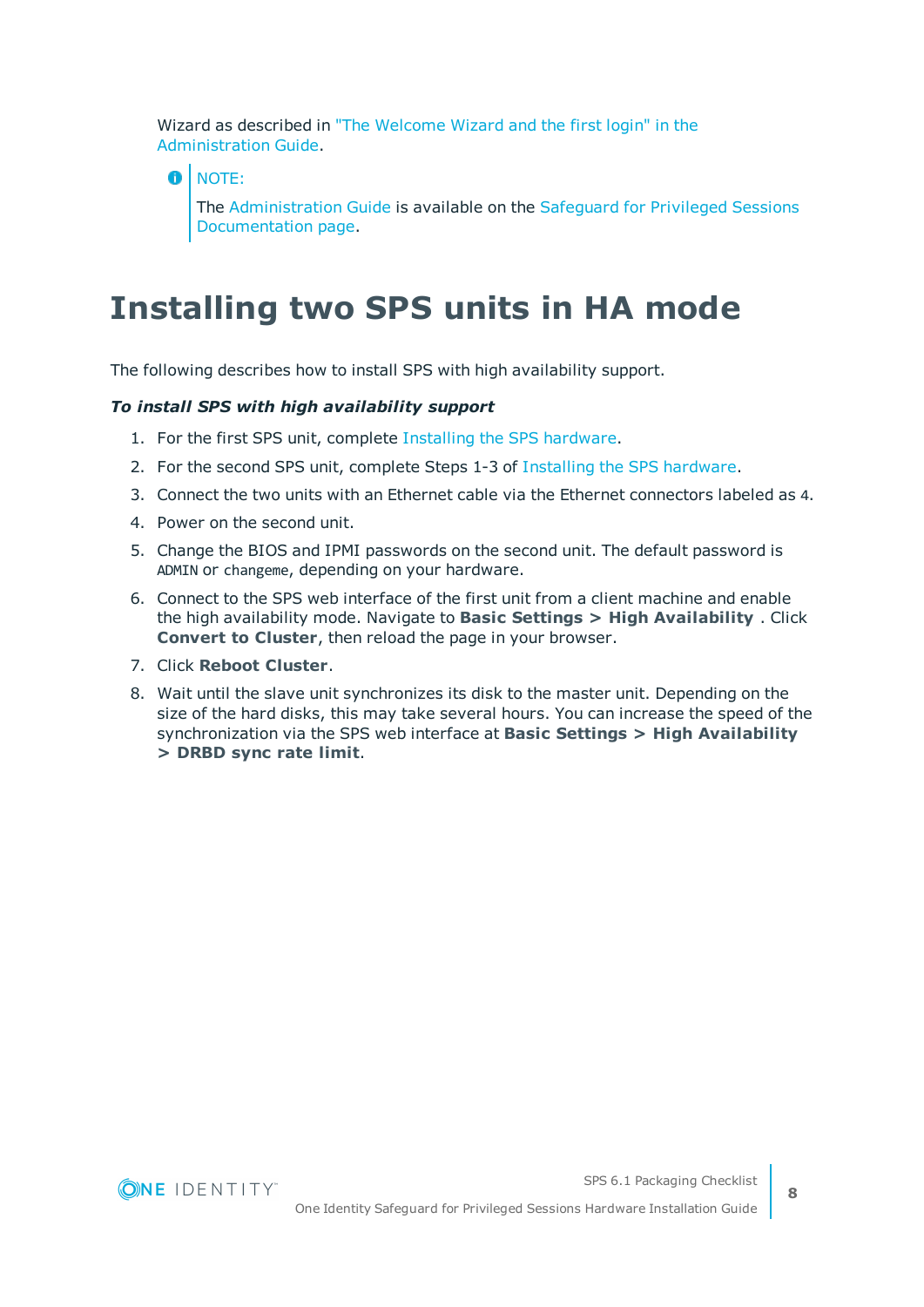Wizard as described in "The Welcome Wizard and the first login" in the Administration Guide.

> NOTE:
>
> The Administration Guide is available on the Safeguard for Privileged Sessions Documentation page.

# Installing two SPS units in HA mode

The following describes how to install SPS with high availability support.

***To install SPS with high availability support***

1. For the first SPS unit, complete Installing the SPS hardware.
2. For the second SPS unit, complete Steps 1-3 of Installing the SPS hardware.
3. Connect the two units with an Ethernet cable via the Ethernet connectors labeled as `4`.
4. Power on the second unit.
5. Change the BIOS and IPMI passwords on the second unit. The default password is `ADMIN` or `changeme`, depending on your hardware.
6. Connect to the SPS web interface of the first unit from a client machine and enable the high availability mode. Navigate to **Basic Settings > High Availability** . Click **Convert to Cluster**, then reload the page in your browser.
7. Click **Reboot Cluster**.
8. Wait until the slave unit synchronizes its disk to the master unit. Depending on the size of the hard disks, this may take several hours. You can increase the speed of the synchronization via the SPS web interface at **Basic Settings > High Availability > DRBD sync rate limit**.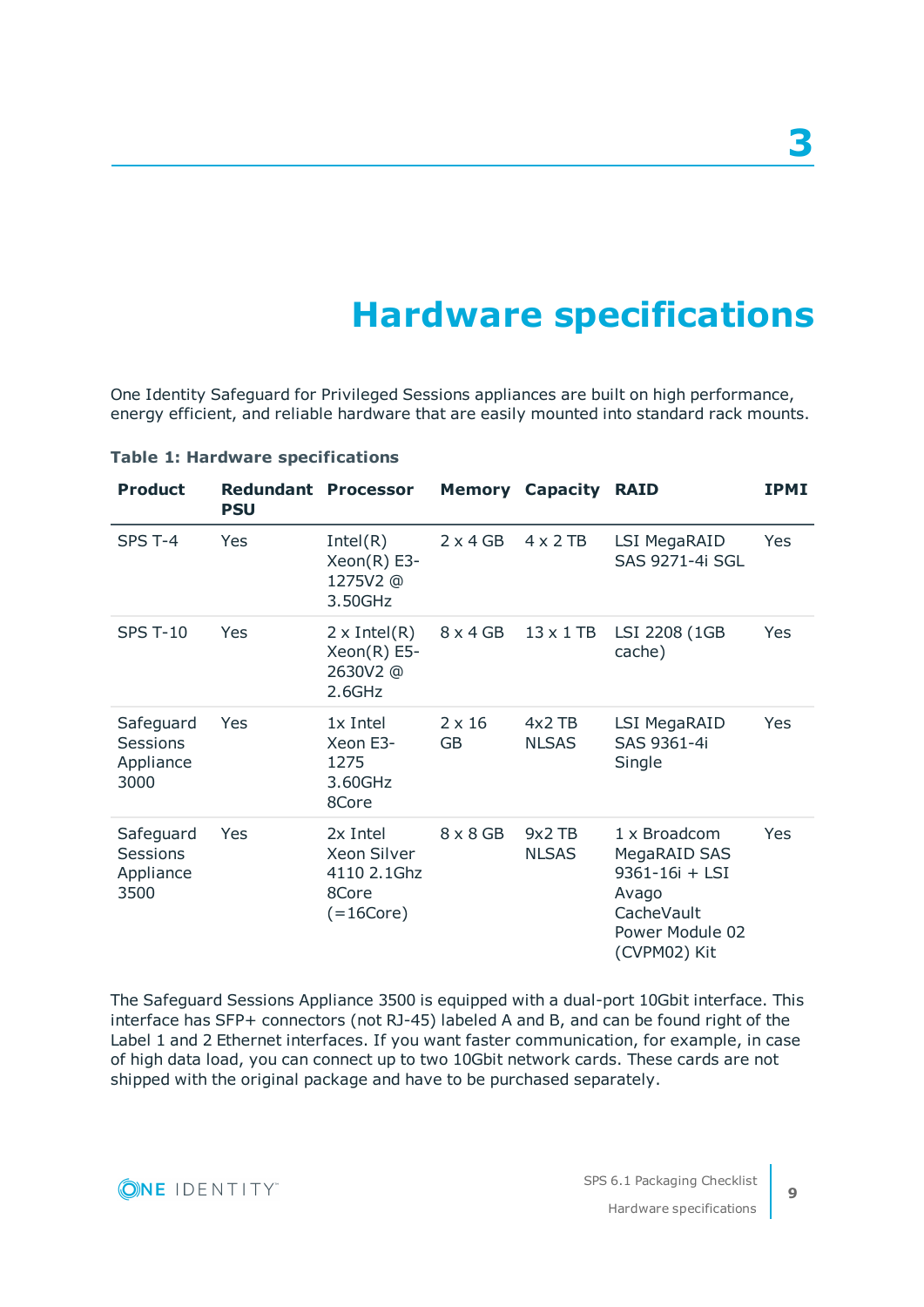# 3 Hardware specifications

One Identity Safeguard for Privileged Sessions appliances are built on high performance, energy efficient, and reliable hardware that are easily mounted into standard rack mounts.

**Table 1: Hardware specifications**

| Product | Redundant PSU | Processor | Memory | Capacity | RAID | IPMI |
|---|---|---|---|---|---|---|
| SPS T-4 | Yes | Intel(R) Xeon(R) E3-1275V2 @ 3.50GHz | 2 x 4 GB | 4 x 2 TB | LSI MegaRAID SAS 9271-4i SGL | Yes |
| SPS T-10 | Yes | 2 x Intel(R) Xeon(R) E5-2630V2 @ 2.6GHz | 8 x 4 GB | 13 x 1 TB | LSI 2208 (1GB cache) | Yes |
| Safeguard Sessions Appliance 3000 | Yes | 1x Intel Xeon E3-1275 3.60GHz 8Core | 2 x 16 GB | 4x2 TB NLSAS | LSI MegaRAID SAS 9361-4i Single | Yes |
| Safeguard Sessions Appliance 3500 | Yes | 2x Intel Xeon Silver 4110 2.1Ghz 8Core (=16Core) | 8 x 8 GB | 9x2 TB NLSAS | 1 x Broadcom MegaRAID SAS 9361-16i + LSI Avago CacheVault Power Module 02 (CVPM02) Kit | Yes |

The Safeguard Sessions Appliance 3500 is equipped with a dual-port 10Gbit interface. This interface has SFP+ connectors (not RJ-45) labeled A and B, and can be found right of the Label 1 and 2 Ethernet interfaces. If you want faster communication, for example, in case of high data load, you can connect up to two 10Gbit network cards. These cards are not shipped with the original package and have to be purchased separately.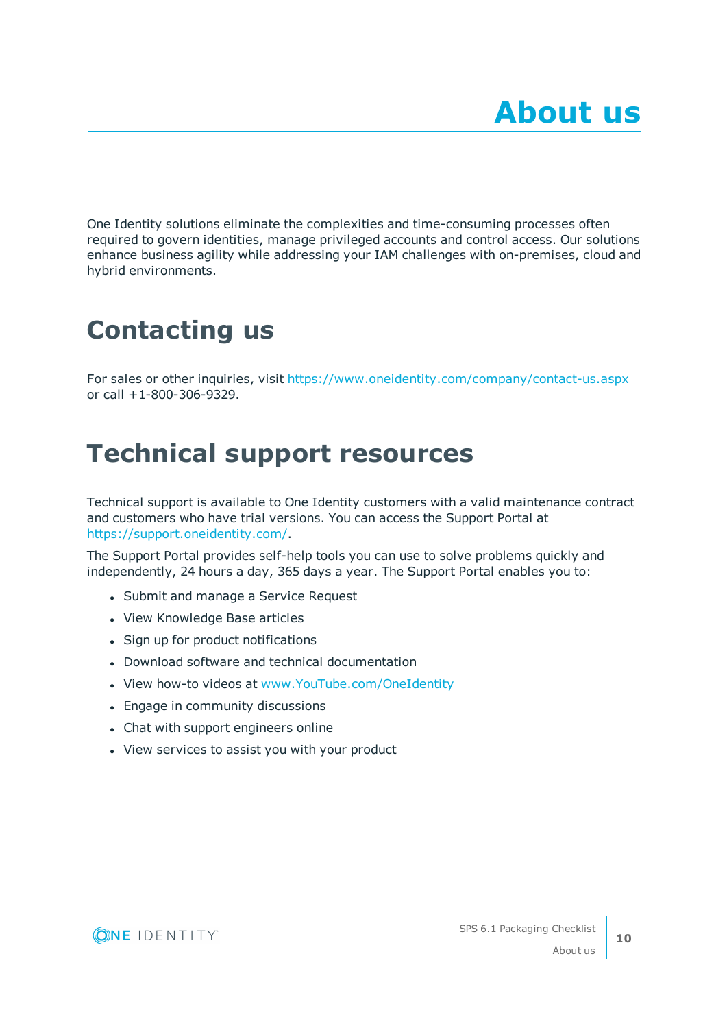# About us

One Identity solutions eliminate the complexities and time-consuming processes often required to govern identities, manage privileged accounts and control access. Our solutions enhance business agility while addressing your IAM challenges with on-premises, cloud and hybrid environments.

## Contacting us

For sales or other inquiries, visit https://www.oneidentity.com/company/contact-us.aspx or call +1-800-306-9329.

## Technical support resources

Technical support is available to One Identity customers with a valid maintenance contract and customers who have trial versions. You can access the Support Portal at https://support.oneidentity.com/.

The Support Portal provides self-help tools you can use to solve problems quickly and independently, 24 hours a day, 365 days a year. The Support Portal enables you to:

- Submit and manage a Service Request
- View Knowledge Base articles
- Sign up for product notifications
- Download software and technical documentation
- View how-to videos at www.YouTube.com/OneIdentity
- Engage in community discussions
- Chat with support engineers online
- View services to assist you with your product